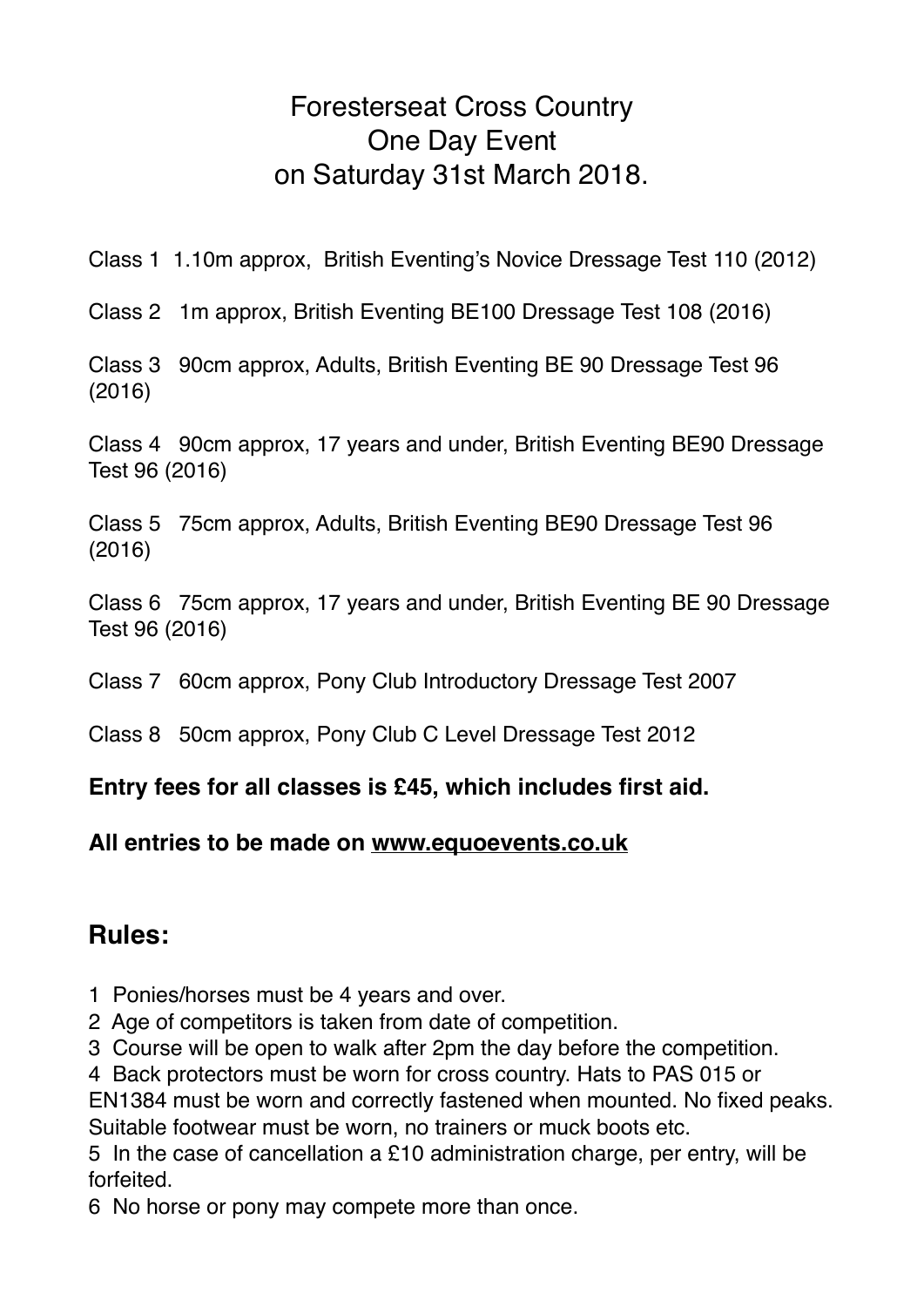# Foresterseat Cross Country
# One Day Event
# on Saturday 31st March 2018.

Class 1 1.10m approx, British Eventing's Novice Dressage Test 110 (2012)

Class 2 1m approx, British Eventing BE100 Dressage Test 108 (2016)

Class 3 90cm approx, Adults, British Eventing BE 90 Dressage Test 96 (2016)

Class 4 90cm approx, 17 years and under, British Eventing BE90 Dressage Test 96 (2016)

Class 5 75cm approx, Adults, British Eventing BE90 Dressage Test 96 (2016)

Class 6 75cm approx, 17 years and under, British Eventing BE 90 Dressage Test 96 (2016)

Class 7 60cm approx, Pony Club Introductory Dressage Test 2007

Class 8 50cm approx, Pony Club C Level Dressage Test 2012

**Entry fees for all classes is £45, which includes first aid.**

**All entries to be made on www.equoevents.co.uk**

## Rules:

1 Ponies/horses must be 4 years and over.
2 Age of competitors is taken from date of competition.
3 Course will be open to walk after 2pm the day before the competition.
4 Back protectors must be worn for cross country. Hats to PAS 015 or EN1384 must be worn and correctly fastened when mounted. No fixed peaks. Suitable footwear must be worn, no trainers or muck boots etc.
5 In the case of cancellation a £10 administration charge, per entry, will be forfeited.
6 No horse or pony may compete more than once.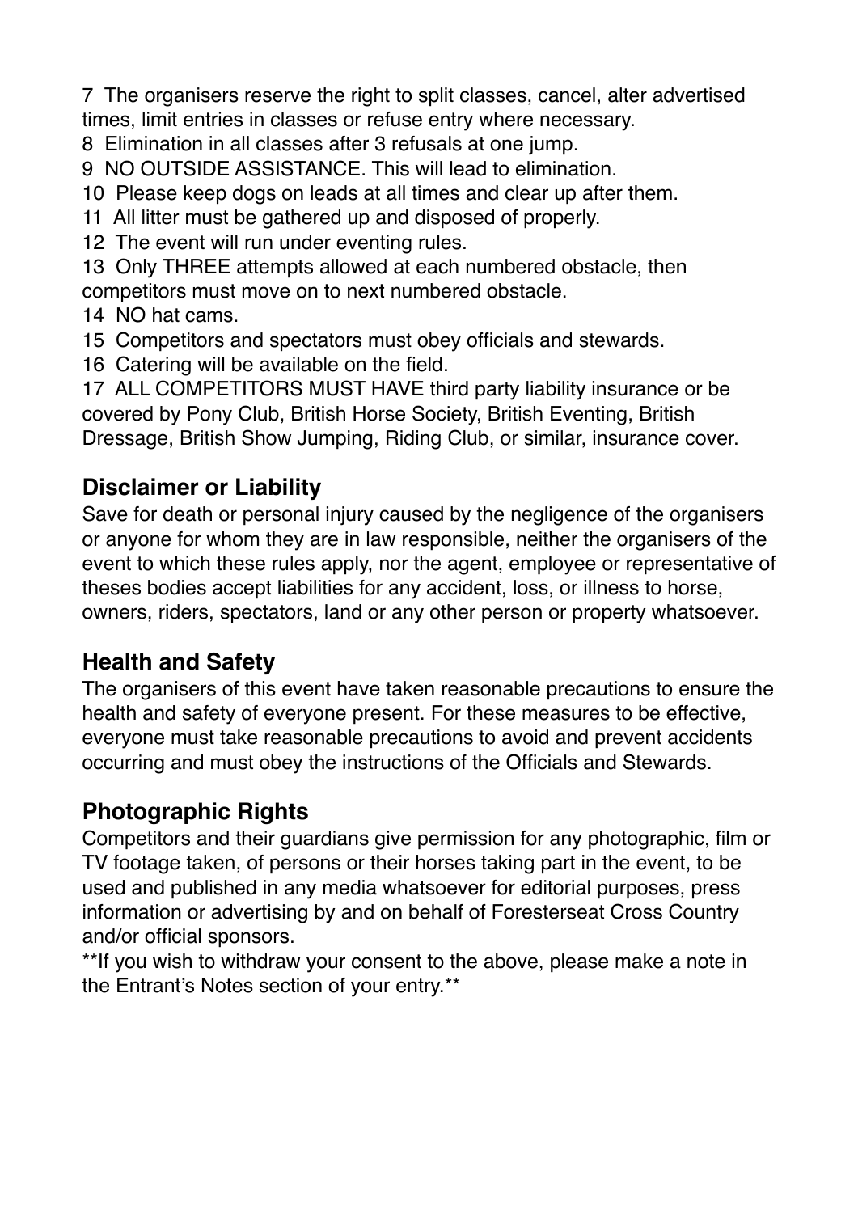7 The organisers reserve the right to split classes, cancel, alter advertised times, limit entries in classes or refuse entry where necessary.
8 Elimination in all classes after 3 refusals at one jump.
9 NO OUTSIDE ASSISTANCE. This will lead to elimination.
10 Please keep dogs on leads at all times and clear up after them.
11 All litter must be gathered up and disposed of properly.
12 The event will run under eventing rules.
13 Only THREE attempts allowed at each numbered obstacle, then competitors must move on to next numbered obstacle.
14 NO hat cams.
15 Competitors and spectators must obey officials and stewards.
16 Catering will be available on the field.
17 ALL COMPETITORS MUST HAVE third party liability insurance or be covered by Pony Club, British Horse Society, British Eventing, British Dressage, British Show Jumping, Riding Club, or similar, insurance cover.

## Disclaimer or Liability

Save for death or personal injury caused by the negligence of the organisers or anyone for whom they are in law responsible, neither the organisers of the event to which these rules apply, nor the agent, employee or representative of theses bodies accept liabilities for any accident, loss, or illness to horse, owners, riders, spectators, land or any other person or property whatsoever.

## Health and Safety

The organisers of this event have taken reasonable precautions to ensure the health and safety of everyone present. For these measures to be effective, everyone must take reasonable precautions to avoid and prevent accidents occurring and must obey the instructions of the Officials and Stewards.

## Photographic Rights

Competitors and their guardians give permission for any photographic, film or TV footage taken, of persons or their horses taking part in the event, to be used and published in any media whatsoever for editorial purposes, press information or advertising by and on behalf of Foresterseat Cross Country and/or official sponsors.

**If you wish to withdraw your consent to the above, please make a note in the Entrant's Notes section of your entry.**